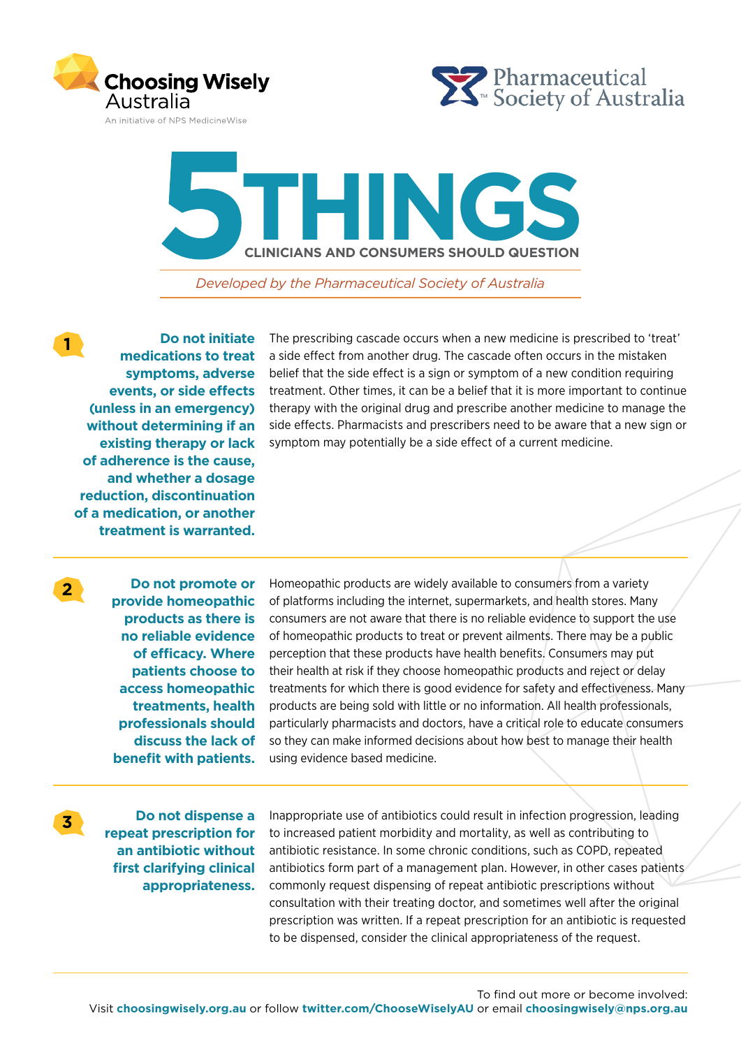Choosing Wisely Australia

An initiative of NPS MedicineWise

Pharmaceutical Society of Australia

# 5 THINGS CLINICIANS AND CONSUMERS SHOULD QUESTION

*Developed by the Pharmaceutical Society of Australia*

## 1 Do not initiate medications to treat symptoms, adverse events, or side effects (unless in an emergency) without determining if an existing therapy or lack of adherence is the cause, and whether a dosage reduction, discontinuation of a medication, or another treatment is warranted.

The prescribing cascade occurs when a new medicine is prescribed to 'treat' a side effect from another drug. The cascade often occurs in the mistaken belief that the side effect is a sign or symptom of a new condition requiring treatment. Other times, it can be a belief that it is more important to continue therapy with the original drug and prescribe another medicine to manage the side effects. Pharmacists and prescribers need to be aware that a new sign or symptom may potentially be a side effect of a current medicine.

## 2 Do not promote or provide homeopathic products as there is no reliable evidence of efficacy. Where patients choose to access homeopathic treatments, health professionals should discuss the lack of benefit with patients.

Homeopathic products are widely available to consumers from a variety of platforms including the internet, supermarkets, and health stores. Many consumers are not aware that there is no reliable evidence to support the use of homeopathic products to treat or prevent ailments. There may be a public perception that these products have health benefits. Consumers may put their health at risk if they choose homeopathic products and reject or delay treatments for which there is good evidence for safety and effectiveness. Many products are being sold with little or no information. All health professionals, particularly pharmacists and doctors, have a critical role to educate consumers so they can make informed decisions about how best to manage their health using evidence based medicine.

## 3 Do not dispense a repeat prescription for an antibiotic without first clarifying clinical appropriateness.

Inappropriate use of antibiotics could result in infection progression, leading to increased patient morbidity and mortality, as well as contributing to antibiotic resistance. In some chronic conditions, such as COPD, repeated antibiotics form part of a management plan. However, in other cases patients commonly request dispensing of repeat antibiotic prescriptions without consultation with their treating doctor, and sometimes well after the original prescription was written. If a repeat prescription for an antibiotic is requested to be dispensed, consider the clinical appropriateness of the request.

To find out more or become involved:
Visit **choosingwisely.org.au** or follow **twitter.com/ChooseWiselyAU** or email **choosingwisely@nps.org.au**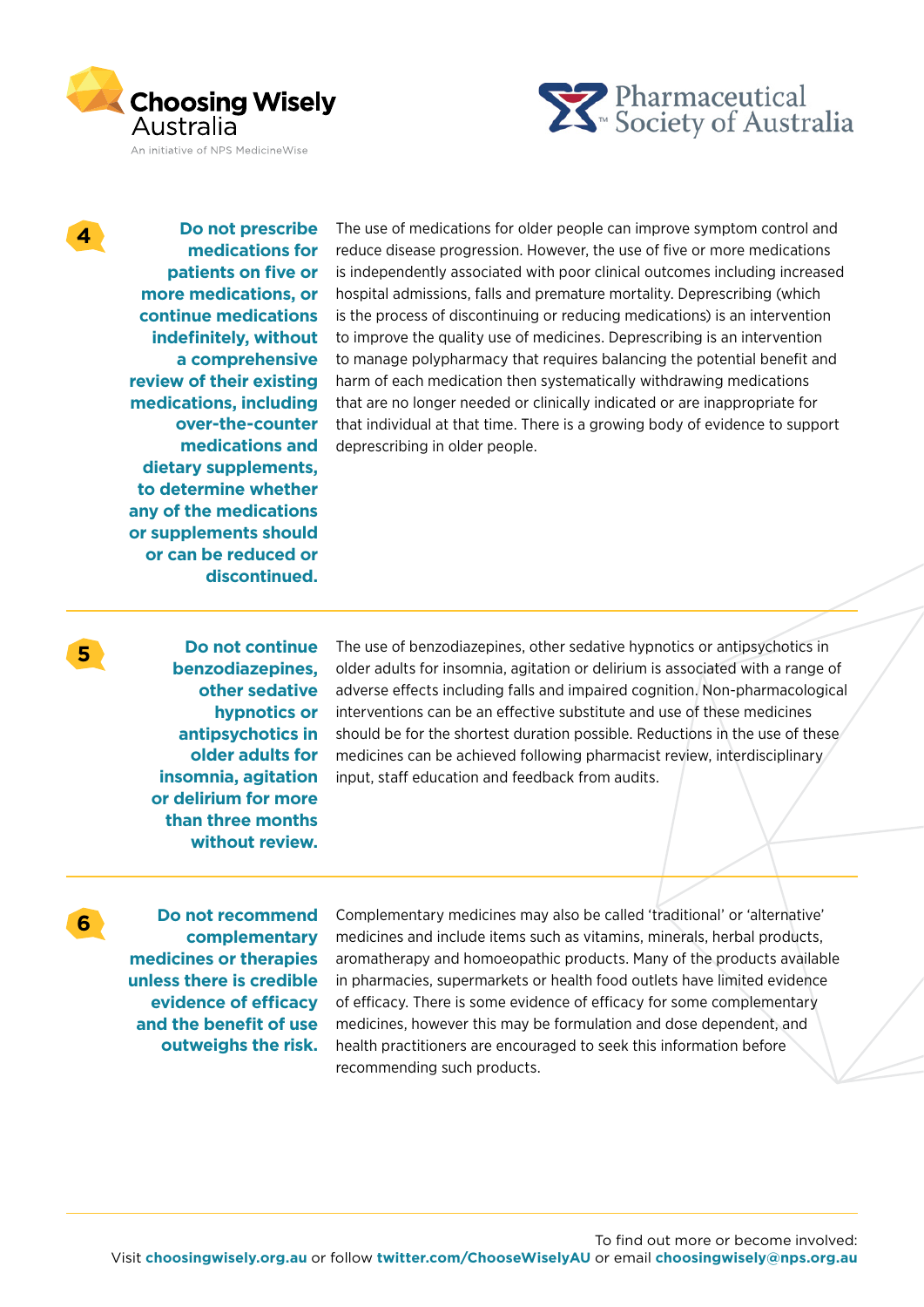**4**

**Do not prescribe medications for patients on five or more medications, or continue medications indefinitely, without a comprehensive review of their existing medications, including over-the-counter medications and dietary supplements, to determine whether any of the medications or supplements should or can be reduced or discontinued.**

The use of medications for older people can improve symptom control and reduce disease progression. However, the use of five or more medications is independently associated with poor clinical outcomes including increased hospital admissions, falls and premature mortality. Deprescribing (which is the process of discontinuing or reducing medications) is an intervention to improve the quality use of medicines. Deprescribing is an intervention to manage polypharmacy that requires balancing the potential benefit and harm of each medication then systematically withdrawing medications that are no longer needed or clinically indicated or are inappropriate for that individual at that time. There is a growing body of evidence to support deprescribing in older people.

---

**5**

**Do not continue benzodiazepines, other sedative hypnotics or antipsychotics in older adults for insomnia, agitation or delirium for more than three months without review.**

The use of benzodiazepines, other sedative hypnotics or antipsychotics in older adults for insomnia, agitation or delirium is associated with a range of adverse effects including falls and impaired cognition. Non-pharmacological interventions can be an effective substitute and use of these medicines should be for the shortest duration possible. Reductions in the use of these medicines can be achieved following pharmacist review, interdisciplinary input, staff education and feedback from audits.

---

**6**

**Do not recommend complementary medicines or therapies unless there is credible evidence of efficacy and the benefit of use outweighs the risk.**

Complementary medicines may also be called 'traditional' or 'alternative' medicines and include items such as vitamins, minerals, herbal products, aromatherapy and homoeopathic products. Many of the products available in pharmacies, supermarkets or health food outlets have limited evidence of efficacy. There is some evidence of efficacy for some complementary medicines, however this may be formulation and dose dependent, and health practitioners are encouraged to seek this information before recommending such products.

---

To find out more or become involved:
Visit **choosingwisely.org.au** or follow **twitter.com/ChooseWiselyAU** or email **choosingwisely@nps.org.au**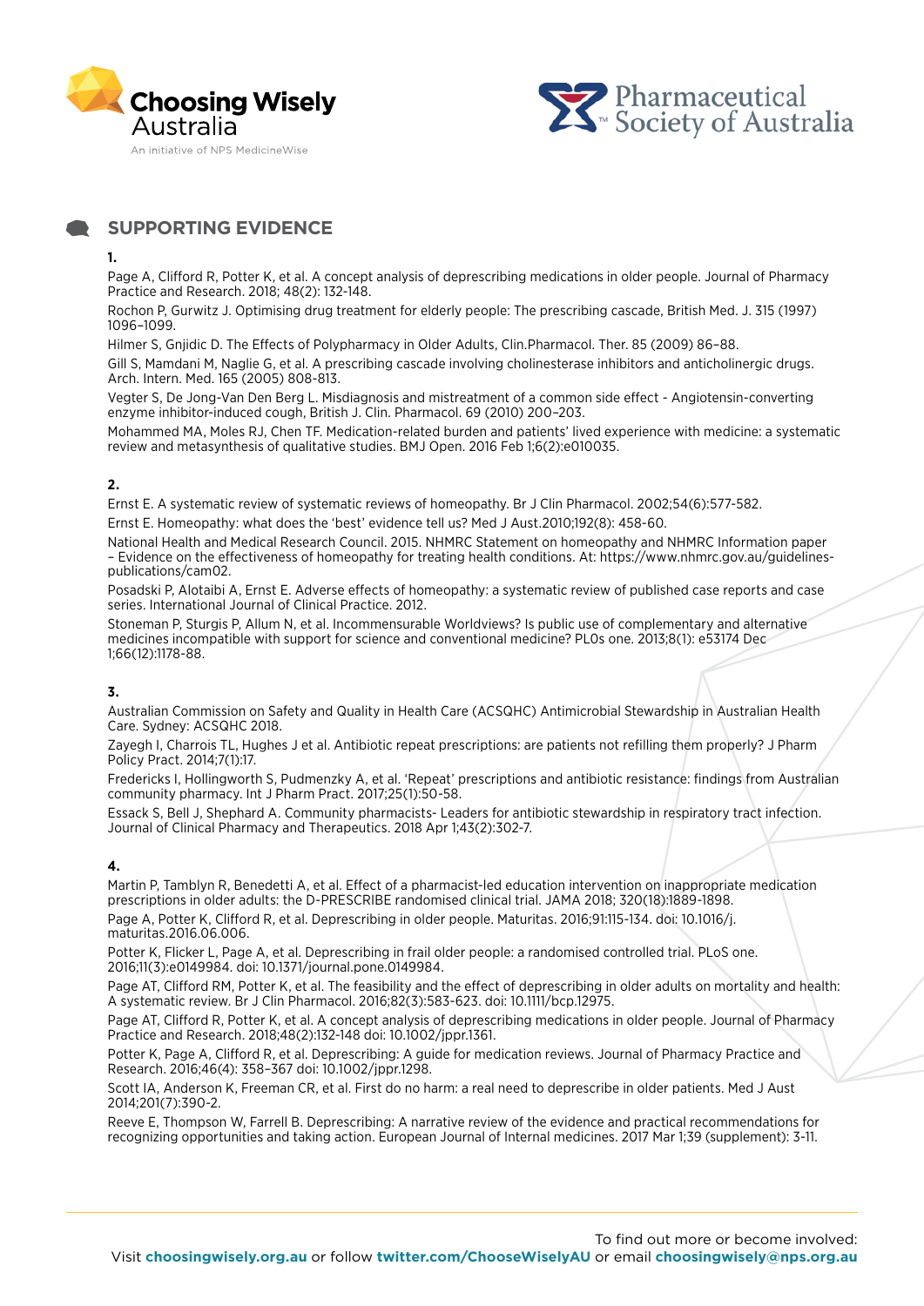## SUPPORTING EVIDENCE

**1.**

Page A, Clifford R, Potter K, et al. A concept analysis of deprescribing medications in older people. Journal of Pharmacy Practice and Research. 2018; 48(2): 132-148.

Rochon P, Gurwitz J. Optimising drug treatment for elderly people: The prescribing cascade, British Med. J. 315 (1997) 1096–1099.

Hilmer S, Gnjidic D. The Effects of Polypharmacy in Older Adults, Clin.Pharmacol. Ther. 85 (2009) 86–88.

Gill S, Mamdani M, Naglie G, et al. A prescribing cascade involving cholinesterase inhibitors and anticholinergic drugs. Arch. Intern. Med. 165 (2005) 808-813.

Vegter S, De Jong-Van Den Berg L. Misdiagnosis and mistreatment of a common side effect - Angiotensin-converting enzyme inhibitor-induced cough, British J. Clin. Pharmacol. 69 (2010) 200–203.

Mohammed MA, Moles RJ, Chen TF. Medication-related burden and patients' lived experience with medicine: a systematic review and metasynthesis of qualitative studies. BMJ Open. 2016 Feb 1;6(2):e010035.

**2.**

Ernst E. A systematic review of systematic reviews of homeopathy. Br J Clin Pharmacol. 2002;54(6):577-582.

Ernst E. Homeopathy: what does the 'best' evidence tell us? Med J Aust.2010;192(8): 458-60.

National Health and Medical Research Council. 2015. NHMRC Statement on homeopathy and NHMRC Information paper – Evidence on the effectiveness of homeopathy for treating health conditions. At: https://www.nhmrc.gov.au/guidelines-publications/cam02.

Posadski P, Alotaibi A, Ernst E. Adverse effects of homeopathy: a systematic review of published case reports and case series. International Journal of Clinical Practice. 2012.

Stoneman P, Sturgis P, Allum N, et al. Incommensurable Worldviews? Is public use of complementary and alternative medicines incompatible with support for science and conventional medicine? PLOs one. 2013;8(1): e53174 Dec 1;66(12):1178-88.

**3.**

Australian Commission on Safety and Quality in Health Care (ACSQHC) Antimicrobial Stewardship in Australian Health Care. Sydney: ACSQHC 2018.

Zayegh I, Charrois TL, Hughes J et al. Antibiotic repeat prescriptions: are patients not refilling them properly? J Pharm Policy Pract. 2014;7(1):17.

Fredericks I, Hollingworth S, Pudmenzky A, et al. 'Repeat' prescriptions and antibiotic resistance: findings from Australian community pharmacy. Int J Pharm Pract. 2017;25(1):50-58.

Essack S, Bell J, Shephard A. Community pharmacists- Leaders for antibiotic stewardship in respiratory tract infection. Journal of Clinical Pharmacy and Therapeutics. 2018 Apr 1;43(2):302-7.

**4.**

Martin P, Tamblyn R, Benedetti A, et al. Effect of a pharmacist-led education intervention on inappropriate medication prescriptions in older adults: the D-PRESCRIBE randomised clinical trial. JAMA 2018; 320(18):1889-1898.

Page A, Potter K, Clifford R, et al. Deprescribing in older people. Maturitas. 2016;91:115-134. doi: 10.1016/j.maturitas.2016.06.006.

Potter K, Flicker L, Page A, et al. Deprescribing in frail older people: a randomised controlled trial. PLoS one. 2016;11(3):e0149984. doi: 10.1371/journal.pone.0149984.

Page AT, Clifford RM, Potter K, et al. The feasibility and the effect of deprescribing in older adults on mortality and health: A systematic review. Br J Clin Pharmacol. 2016;82(3):583-623. doi: 10.1111/bcp.12975.

Page AT, Clifford R, Potter K, et al. A concept analysis of deprescribing medications in older people. Journal of Pharmacy Practice and Research. 2018;48(2):132-148 doi: 10.1002/jppr.1361.

Potter K, Page A, Clifford R, et al. Deprescribing: A guide for medication reviews. Journal of Pharmacy Practice and Research. 2016;46(4): 358–367 doi: 10.1002/jppr.1298.

Scott IA, Anderson K, Freeman CR, et al. First do no harm: a real need to deprescribe in older patients. Med J Aust 2014;201(7):390-2.

Reeve E, Thompson W, Farrell B. Deprescribing: A narrative review of the evidence and practical recommendations for recognizing opportunities and taking action. European Journal of Internal medicines. 2017 Mar 1;39 (supplement): 3-11.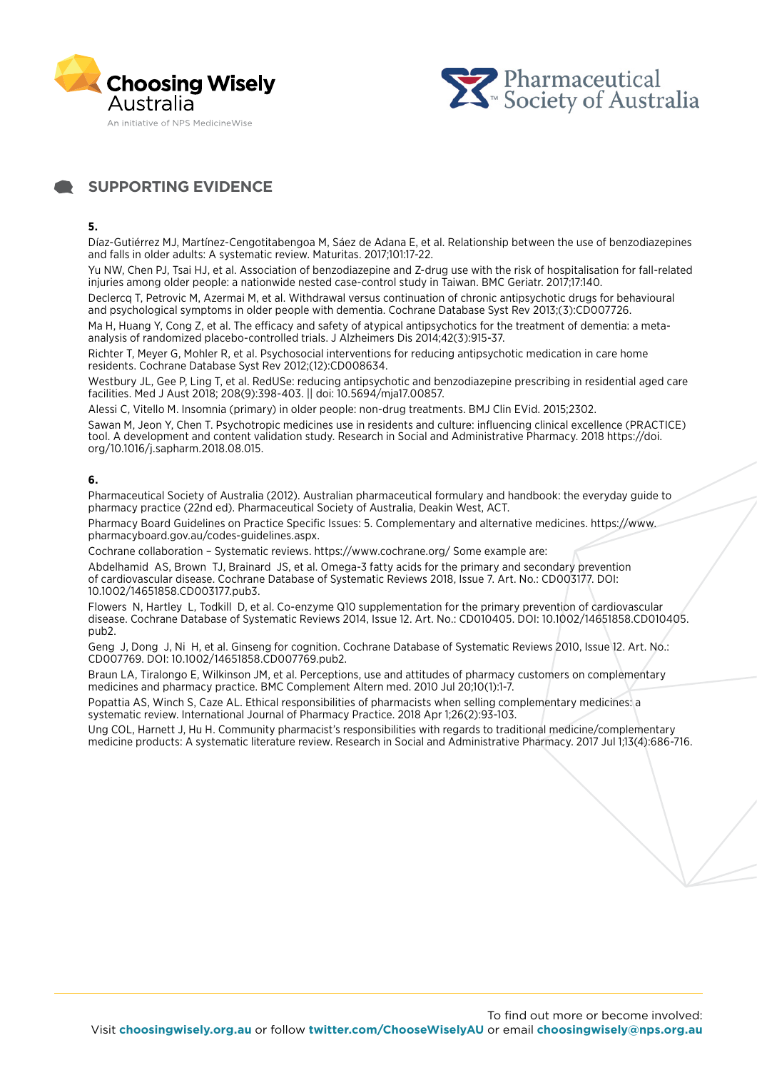## SUPPORTING EVIDENCE

**5.**

Díaz-Gutiérrez MJ, Martínez-Cengotitabengoa M, Sáez de Adana E, et al. Relationship between the use of benzodiazepines and falls in older adults: A systematic review. Maturitas. 2017;101:17-22.

Yu NW, Chen PJ, Tsai HJ, et al. Association of benzodiazepine and Z-drug use with the risk of hospitalisation for fall-related injuries among older people: a nationwide nested case-control study in Taiwan. BMC Geriatr. 2017;17:140.

Declercq T, Petrovic M, Azermai M, et al. Withdrawal versus continuation of chronic antipsychotic drugs for behavioural and psychological symptoms in older people with dementia. Cochrane Database Syst Rev 2013;(3):CD007726.

Ma H, Huang Y, Cong Z, et al. The efficacy and safety of atypical antipsychotics for the treatment of dementia: a meta-analysis of randomized placebo-controlled trials. J Alzheimers Dis 2014;42(3):915-37.

Richter T, Meyer G, Mohler R, et al. Psychosocial interventions for reducing antipsychotic medication in care home residents. Cochrane Database Syst Rev 2012;(12):CD008634.

Westbury JL, Gee P, Ling T, et al. RedUSe: reducing antipsychotic and benzodiazepine prescribing in residential aged care facilities. Med J Aust 2018; 208(9):398-403. || doi: 10.5694/mja17.00857.

Alessi C, Vitello M. Insomnia (primary) in older people: non-drug treatments. BMJ Clin EVid. 2015;2302.

Sawan M, Jeon Y, Chen T. Psychotropic medicines use in residents and culture: influencing clinical excellence (PRACTICE) tool. A development and content validation study. Research in Social and Administrative Pharmacy. 2018 https://doi.org/10.1016/j.sapharm.2018.08.015.

**6.**

Pharmaceutical Society of Australia (2012). Australian pharmaceutical formulary and handbook: the everyday guide to pharmacy practice (22nd ed). Pharmaceutical Society of Australia, Deakin West, ACT.

Pharmacy Board Guidelines on Practice Specific Issues: 5. Complementary and alternative medicines. https://www.pharmacyboard.gov.au/codes-guidelines.aspx.

Cochrane collaboration – Systematic reviews. https://www.cochrane.org/ Some example are:

Abdelhamid AS, Brown TJ, Brainard JS, et al. Omega-3 fatty acids for the primary and secondary prevention of cardiovascular disease. Cochrane Database of Systematic Reviews 2018, Issue 7. Art. No.: CD003177. DOI: 10.1002/14651858.CD003177.pub3.

Flowers N, Hartley L, Todkill D, et al. Co-enzyme Q10 supplementation for the primary prevention of cardiovascular disease. Cochrane Database of Systematic Reviews 2014, Issue 12. Art. No.: CD010405. DOI: 10.1002/14651858.CD010405.pub2.

Geng J, Dong J, Ni H, et al. Ginseng for cognition. Cochrane Database of Systematic Reviews 2010, Issue 12. Art. No.: CD007769. DOI: 10.1002/14651858.CD007769.pub2.

Braun LA, Tiralongo E, Wilkinson JM, et al. Perceptions, use and attitudes of pharmacy customers on complementary medicines and pharmacy practice. BMC Complement Altern med. 2010 Jul 20;10(1):1-7.

Popattia AS, Winch S, Caze AL. Ethical responsibilities of pharmacists when selling complementary medicines: a systematic review. International Journal of Pharmacy Practice. 2018 Apr 1;26(2):93-103.

Ung COL, Harnett J, Hu H. Community pharmacist's responsibilities with regards to traditional medicine/complementary medicine products: A systematic literature review. Research in Social and Administrative Pharmacy. 2017 Jul 1;13(4):686-716.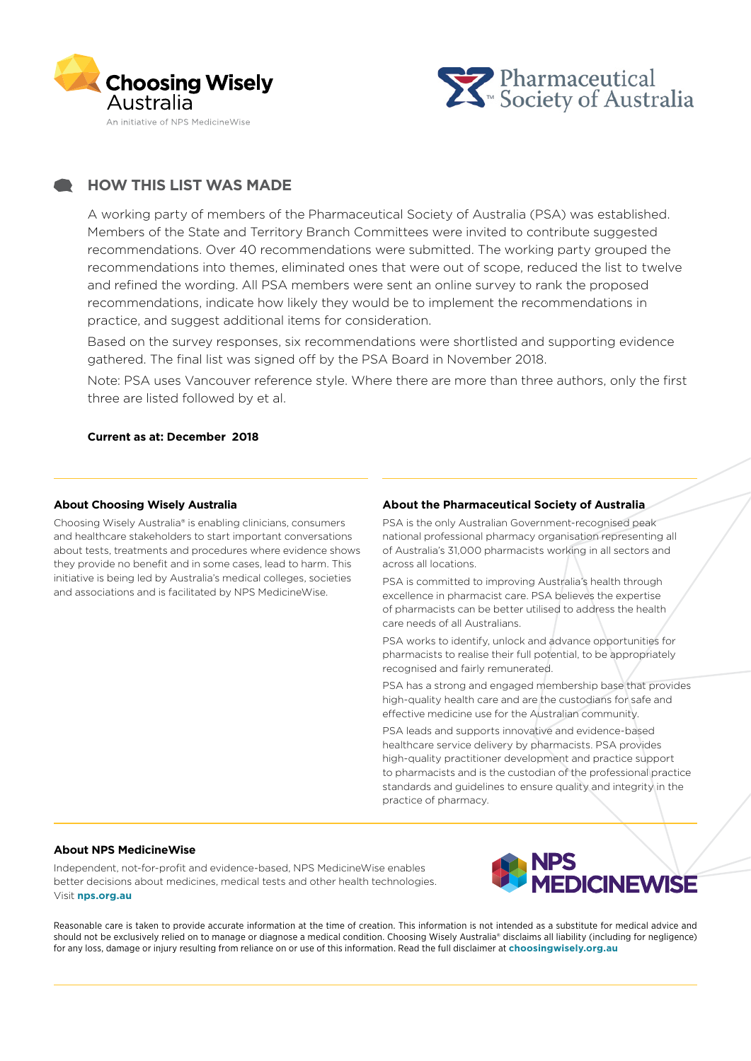Choosing Wisely Australia

An initiative of NPS MedicineWise

Pharmaceutical Society of Australia

## HOW THIS LIST WAS MADE

A working party of members of the Pharmaceutical Society of Australia (PSA) was established. Members of the State and Territory Branch Committees were invited to contribute suggested recommendations. Over 40 recommendations were submitted. The working party grouped the recommendations into themes, eliminated ones that were out of scope, reduced the list to twelve and refined the wording. All PSA members were sent an online survey to rank the proposed recommendations, indicate how likely they would be to implement the recommendations in practice, and suggest additional items for consideration.

Based on the survey responses, six recommendations were shortlisted and supporting evidence gathered. The final list was signed off by the PSA Board in November 2018.

Note: PSA uses Vancouver reference style. Where there are more than three authors, only the first three are listed followed by et al.

**Current as at: December 2018**

### About Choosing Wisely Australia

Choosing Wisely Australia® is enabling clinicians, consumers and healthcare stakeholders to start important conversations about tests, treatments and procedures where evidence shows they provide no benefit and in some cases, lead to harm. This initiative is being led by Australia's medical colleges, societies and associations and is facilitated by NPS MedicineWise.

### About the Pharmaceutical Society of Australia

PSA is the only Australian Government-recognised peak national professional pharmacy organisation representing all of Australia's 31,000 pharmacists working in all sectors and across all locations.

PSA is committed to improving Australia's health through excellence in pharmacist care. PSA believes the expertise of pharmacists can be better utilised to address the health care needs of all Australians.

PSA works to identify, unlock and advance opportunities for pharmacists to realise their full potential, to be appropriately recognised and fairly remunerated.

PSA has a strong and engaged membership base that provides high-quality health care and are the custodians for safe and effective medicine use for the Australian community.

PSA leads and supports innovative and evidence-based healthcare service delivery by pharmacists. PSA provides high-quality practitioner development and practice support to pharmacists and is the custodian of the professional practice standards and guidelines to ensure quality and integrity in the practice of pharmacy.

### About NPS MedicineWise

Independent, not-for-profit and evidence-based, NPS MedicineWise enables better decisions about medicines, medical tests and other health technologies. Visit **nps.org.au**

NPS MEDICINEWISE

Reasonable care is taken to provide accurate information at the time of creation. This information is not intended as a substitute for medical advice and should not be exclusively relied on to manage or diagnose a medical condition. Choosing Wisely Australia® disclaims all liability (including for negligence) for any loss, damage or injury resulting from reliance on or use of this information. Read the full disclaimer at **choosingwisely.org.au**